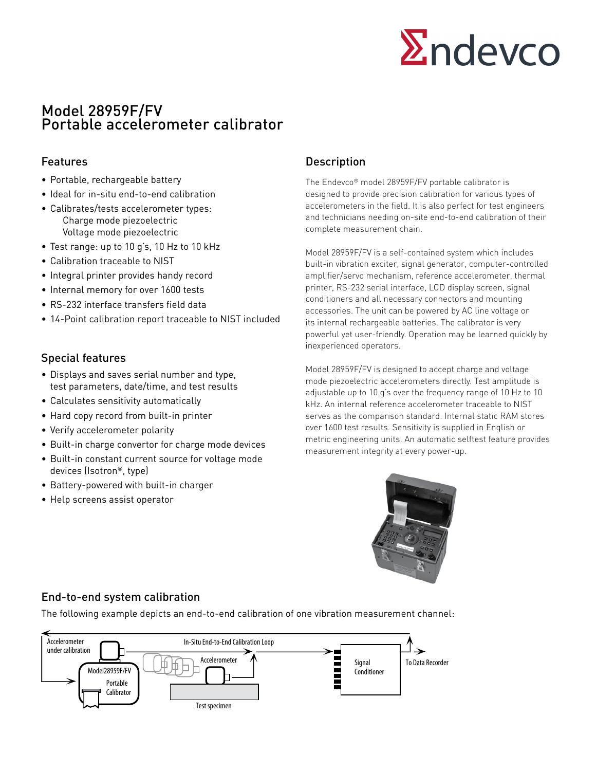# Model 28959F/FV
# Portable accelerometer calibrator

## Features

- Portable, rechargeable battery
- Ideal for in-situ end-to-end calibration
- Calibrates/tests accelerometer types:
  - Charge mode piezoelectric
  - Voltage mode piezoelectric
- Test range: up to 10 g's, 10 Hz to 10 kHz
- Calibration traceable to NIST
- Integral printer provides handy record
- Internal memory for over 1600 tests
- RS-232 interface transfers field data
- 14-Point calibration report traceable to NIST included

## Special features

- Displays and saves serial number and type, test parameters, date/time, and test results
- Calculates sensitivity automatically
- Hard copy record from built-in printer
- Verify accelerometer polarity
- Built-in charge convertor for charge mode devices
- Built-in constant current source for voltage mode devices (Isotron®, type)
- Battery-powered with built-in charger
- Help screens assist operator

## Description

The Endevco® model 28959F/FV portable calibrator is designed to provide precision calibration for various types of accelerometers in the field. It is also perfect for test engineers and technicians needing on-site end-to-end calibration of their complete measurement chain.

Model 28959F/FV is a self-contained system which includes built-in vibration exciter, signal generator, computer-controlled amplifier/servo mechanism, reference accelerometer, thermal printer, RS-232 serial interface, LCD display screen, signal conditioners and all necessary connectors and mounting accessories. The unit can be powered by AC line voltage or its internal rechargeable batteries. The calibrator is very powerful yet user-friendly. Operation may be learned quickly by inexperienced operators.

Model 28959F/FV is designed to accept charge and voltage mode piezoelectric accelerometers directly. Test amplitude is adjustable up to 10 g's over the frequency range of 10 Hz to 10 kHz. An internal reference accelerometer traceable to NIST serves as the comparison standard. Internal static RAM stores over 1600 test results. Sensitivity is supplied in English or metric engineering units. An automatic selftest feature provides measurement integrity at every power-up.

## End-to-end system calibration

The following example depicts an end-to-end calibration of one vibration measurement channel:

Accelerometer under calibration | In-Situ End-to-End Calibration Loop | Model28959F/FV Portable Calibrator | Accelerometer | Test specimen | Signal Conditioner | To Data Recorder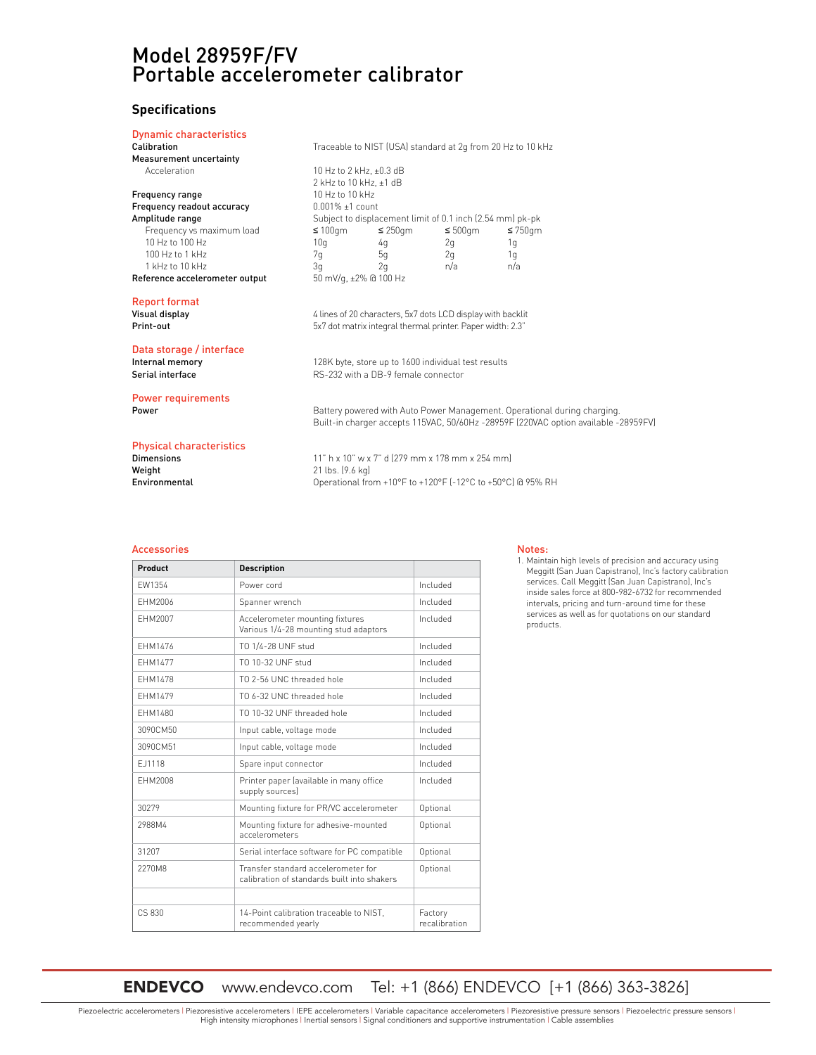# Model 28959F/FV
# Portable accelerometer calibrator

## Specifications

### Dynamic characteristics

**Calibration** — Traceable to NIST (USA) standard at 2g from 20 Hz to 10 kHz

**Measurement uncertainty**

Acceleration — 10 Hz to 2 kHz, ±0.3 dB
2 kHz to 10 kHz, ±1 dB

**Frequency range** — 10 Hz to 10 kHz

**Frequency readout accuracy** — 0.001% ±1 count

**Amplitude range** — Subject to displacement limit of 0.1 inch (2.54 mm) pk-pk

| Frequency vs maximum load | ≤ 100gm | ≤ 250gm | ≤ 500gm | ≤ 750gm |
|---|---|---|---|---|
| 10 Hz to 100 Hz | 10g | 4g | 2g | 1g |
| 100 Hz to 1 kHz | 7g | 5g | 2g | 1g |
| 1 kHz to 10 kHz | 3g | 2g | n/a | n/a |

**Reference accelerometer output** — 50 mV/g, ±2% @ 100 Hz

### Report format

**Visual display** — 4 lines of 20 characters, 5x7 dots LCD display with backlit

**Print-out** — 5x7 dot matrix integral thermal printer. Paper width: 2.3"

### Data storage / interface

**Internal memory** — 128K byte, store up to 1600 individual test results

**Serial interface** — RS-232 with a DB-9 female connector

### Power requirements

**Power** — Battery powered with Auto Power Management. Operational during charging.
Built-in charger accepts 115VAC, 50/60Hz -28959F (220VAC option available -28959FV)

### Physical characteristics

**Dimensions** — 11" h x 10" w x 7" d (279 mm x 178 mm x 254 mm)

**Weight** — 21 lbs. (9.6 kg)

**Environmental** — Operational from +10°F to +120°F (-12°C to +50°C) @ 95% RH

### Accessories

| Product | Description | |
|---|---|---|
| EW1354 | Power cord | Included |
| EHM2006 | Spanner wrench | Included |
| EHM2007 | Accelerometer mounting fixtures Various 1/4-28 mounting stud adaptors | Included |
| EHM1476 | TO 1/4-28 UNF stud | Included |
| EHM1477 | TO 10-32 UNF stud | Included |
| EHM1478 | TO 2-56 UNC threaded hole | Included |
| EHM1479 | TO 6-32 UNC threaded hole | Included |
| EHM1480 | TO 10-32 UNF threaded hole | Included |
| 3090CM50 | Input cable, voltage mode | Included |
| 3090CM51 | Input cable, voltage mode | Included |
| EJ1118 | Spare input connector | Included |
| EHM2008 | Printer paper (available in many office supply sources) | Included |
| 30279 | Mounting fixture for PR/VC accelerometer | Optional |
| 2988M4 | Mounting fixture for adhesive-mounted accelerometers | Optional |
| 31207 | Serial interface software for PC compatible | Optional |
| 2270M8 | Transfer standard accelerometer for calibration of standards built into shakers | Optional |
| | | |
| CS 830 | 14-Point calibration traceable to NIST, recommended yearly | Factory recalibration |

### Notes:

1. Maintain high levels of precision and accuracy using Meggitt (San Juan Capistrano), Inc's factory calibration services. Call Meggitt (San Juan Capistrano), Inc's inside sales force at 800-982-6732 for recommended intervals, pricing and turn-around time for these services as well as for quotations on our standard products.

**ENDEVCO** www.endevco.com Tel: +1 (866) ENDEVCO [+1 (866) 363-3826]

Piezoelectric accelerometers | Piezoresistive accelerometers | IEPE accelerometers | Variable capacitance accelerometers | Piezoresistive pressure sensors | Piezoelectric pressure sensors | High intensity microphones | Inertial sensors | Signal conditioners and supportive instrumentation | Cable assemblies